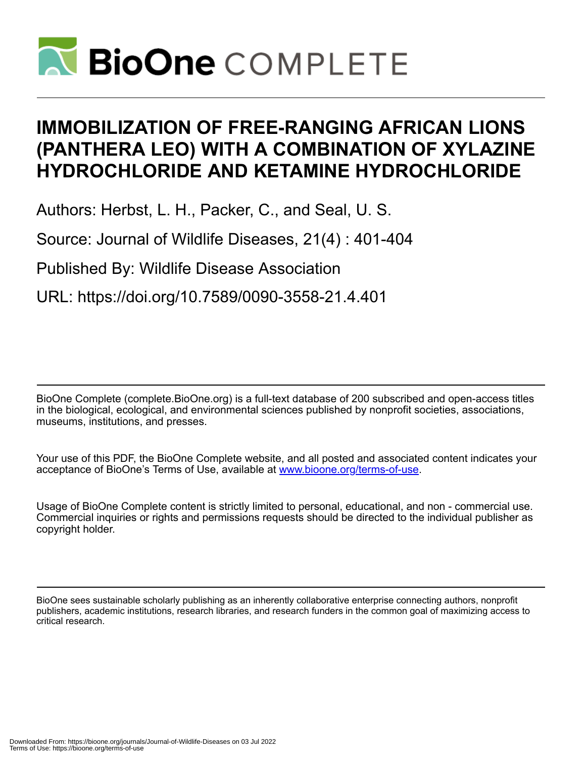# IMMOBILIZATION OF FREE-RANGING AFRICAN LIONS (PANTHERA LEO) WITH A COMBINATION OF XYLAZINE HYDROCHLORIDE AND KETAMINE HYDROCHLORIDE

Authors: Herbst, L. H., Packer, C., and Seal, U. S.

Source: Journal of Wildlife Diseases, 21(4) : 401-404

Published By: Wildlife Disease Association

URL: https://doi.org/10.7589/0090-3558-21.4.401

BioOne Complete (complete.BioOne.org) is a full-text database of 200 subscribed and open-access titles in the biological, ecological, and environmental sciences published by nonprofit societies, associations, museums, institutions, and presses.

Your use of this PDF, the BioOne Complete website, and all posted and associated content indicates your acceptance of BioOne's Terms of Use, available at www.bioone.org/terms-of-use.

Usage of BioOne Complete content is strictly limited to personal, educational, and non - commercial use. Commercial inquiries or rights and permissions requests should be directed to the individual publisher as copyright holder.

BioOne sees sustainable scholarly publishing as an inherently collaborative enterprise connecting authors, nonprofit publishers, academic institutions, research libraries, and research funders in the common goal of maximizing access to critical research.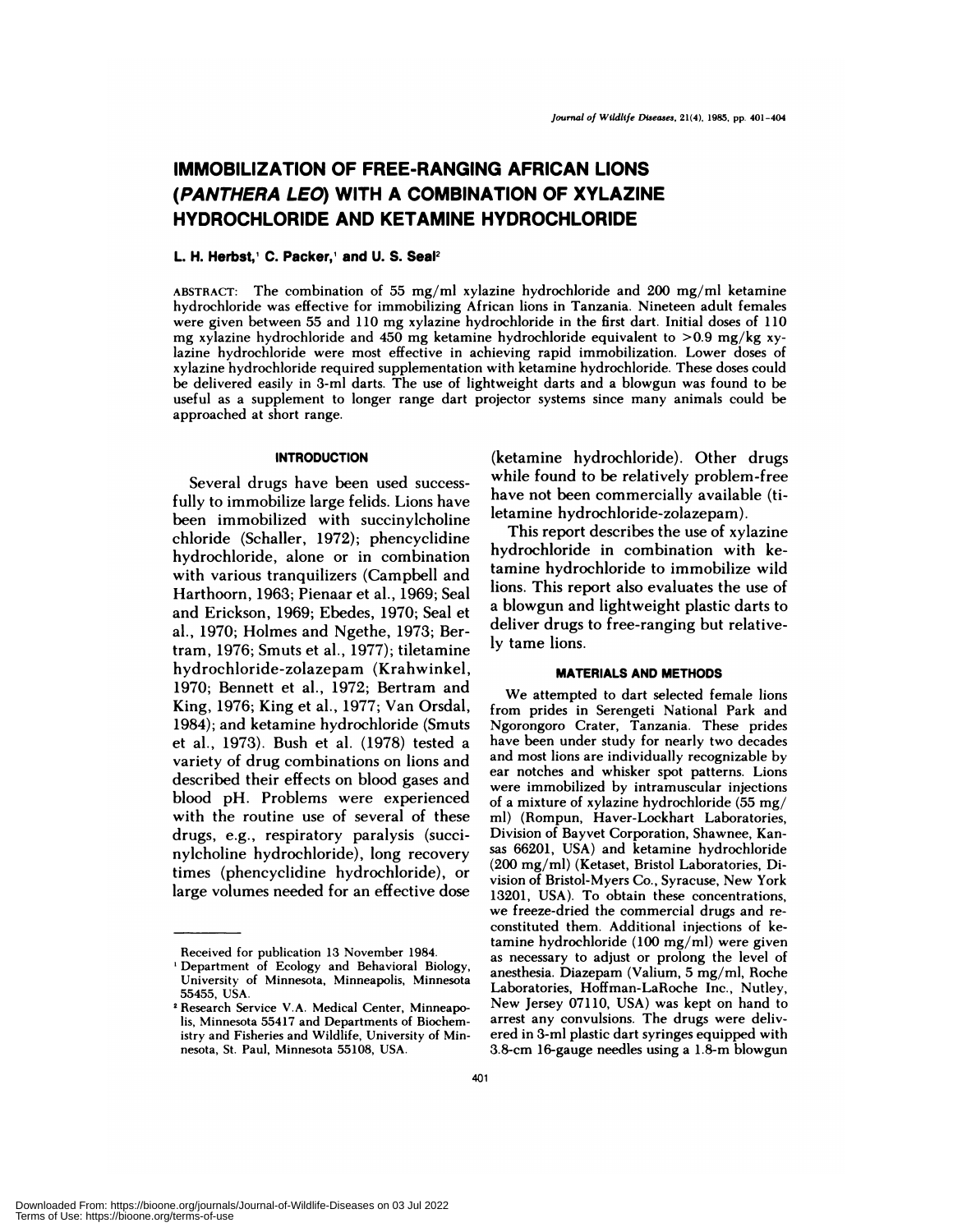# IMMOBILIZATION OF FREE-RANGING AFRICAN LIONS (*PANTHERA LEO*) WITH A COMBINATION OF XYLAZINE HYDROCHLORIDE AND KETAMINE HYDROCHLORIDE

**L. H. Herbst,[1] C. Packer,[1] and U. S. Seal[2]**

ABSTRACT: The combination of 55 mg/ml xylazine hydrochloride and 200 mg/ml ketamine hydrochloride was effective for immobilizing African lions in Tanzania. Nineteen adult females were given between 55 and 110 mg xylazine hydrochloride in the first dart. Initial doses of 110 mg xylazine hydrochloride and 450 mg ketamine hydrochloride equivalent to >0.9 mg/kg xylazine hydrochloride were most effective in achieving rapid immobilization. Lower doses of xylazine hydrochloride required supplementation with ketamine hydrochloride. These doses could be delivered easily in 3-ml darts. The use of lightweight darts and a blowgun was found to be useful as a supplement to longer range dart projector systems since many animals could be approached at short range.

## INTRODUCTION

Several drugs have been used successfully to immobilize large felids. Lions have been immobilized with succinylcholine chloride (Schaller, 1972); phencyclidine hydrochloride, alone or in combination with various tranquilizers (Campbell and Harthoorn, 1963; Pienaar et al., 1969; Seal and Erickson, 1969; Ebedes, 1970; Seal et al., 1970; Holmes and Ngethe, 1973; Bertram, 1976; Smuts et al., 1977); tiletamine hydrochloride-zolazepam (Krahwinkel, 1970; Bennett et al., 1972; Bertram and King, 1976; King et al., 1977; Van Orsdal, 1984); and ketamine hydrochloride (Smuts et al., 1973). Bush et al. (1978) tested a variety of drug combinations on lions and described their effects on blood gases and blood pH. Problems were experienced with the routine use of several of these drugs, e.g., respiratory paralysis (succinylcholine hydrochloride), long recovery times (phencyclidine hydrochloride), or large volumes needed for an effective dose (ketamine hydrochloride). Other drugs while found to be relatively problem-free have not been commercially available (tiletamine hydrochloride-zolazepam).

This report describes the use of xylazine hydrochloride in combination with ketamine hydrochloride to immobilize wild lions. This report also evaluates the use of a blowgun and lightweight plastic darts to deliver drugs to free-ranging but relatively tame lions.

## MATERIALS AND METHODS

We attempted to dart selected female lions from prides in Serengeti National Park and Ngorongoro Crater, Tanzania. These prides have been under study for nearly two decades and most lions are individually recognizable by ear notches and whisker spot patterns. Lions were immobilized by intramuscular injections of a mixture of xylazine hydrochloride (55 mg/ml) (Rompun, Haver-Lockhart Laboratories, Division of Bayvet Corporation, Shawnee, Kansas 66201, USA) and ketamine hydrochloride (200 mg/ml) (Ketaset, Bristol Laboratories, Division of Bristol-Myers Co., Syracuse, New York 13201, USA). To obtain these concentrations, we freeze-dried the commercial drugs and reconstituted them. Additional injections of ketamine hydrochloride (100 mg/ml) were given as necessary to adjust or prolong the level of anesthesia. Diazepam (Valium, 5 mg/ml, Roche Laboratories, Hoffman-LaRoche Inc., Nutley, New Jersey 07110, USA) was kept on hand to arrest any convulsions. The drugs were delivered in 3-ml plastic dart syringes equipped with 3.8-cm 16-gauge needles using a 1.8-m blowgun

Received for publication 13 November 1984.

[1] Department of Ecology and Behavioral Biology, University of Minnesota, Minneapolis, Minnesota 55455, USA.

[2] Research Service V.A. Medical Center, Minneapolis, Minnesota 55417 and Departments of Biochemistry and Fisheries and Wildlife, University of Minnesota, St. Paul, Minnesota 55108, USA.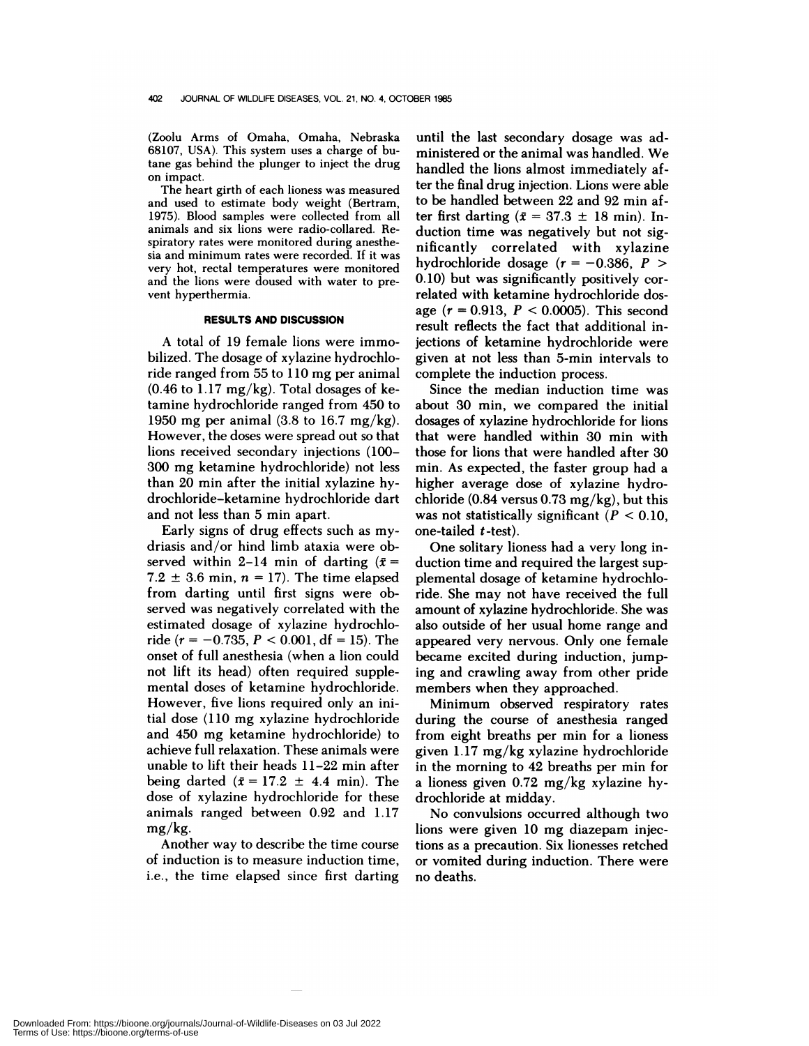(Zoolu Arms of Omaha, Omaha, Nebraska 68107, USA). This system uses a charge of butane gas behind the plunger to inject the drug on impact.

The heart girth of each lioness was measured and used to estimate body weight (Bertram, 1975). Blood samples were collected from all animals and six lions were radio-collared. Respiratory rates were monitored during anesthesia and minimum rates were recorded. If it was very hot, rectal temperatures were monitored and the lions were doused with water to prevent hyperthermia.

## RESULTS AND DISCUSSION

A total of 19 female lions were immobilized. The dosage of xylazine hydrochloride ranged from 55 to 110 mg per animal (0.46 to 1.17 mg/kg). Total dosages of ketamine hydrochloride ranged from 450 to 1950 mg per animal (3.8 to 16.7 mg/kg). However, the doses were spread out so that lions received secondary injections (100–300 mg ketamine hydrochloride) not less than 20 min after the initial xylazine hydrochloride–ketamine hydrochloride dart and not less than 5 min apart.

Early signs of drug effects such as mydriasis and/or hind limb ataxia were observed within 2–14 min of darting ($\bar{x}$ = 7.2 ± 3.6 min, $n = 17$). The time elapsed from darting until first signs were observed was negatively correlated with the estimated dosage of xylazine hydrochloride ($r = -0.735$, $P < 0.001$, df = 15). The onset of full anesthesia (when a lion could not lift its head) often required supplemental doses of ketamine hydrochloride. However, five lions required only an initial dose (110 mg xylazine hydrochloride and 450 mg ketamine hydrochloride) to achieve full relaxation. These animals were unable to lift their heads 11–22 min after being darted ($\bar{x}$ = 17.2 ± 4.4 min). The dose of xylazine hydrochloride for these animals ranged between 0.92 and 1.17 mg/kg.

Another way to describe the time course of induction is to measure induction time, i.e., the time elapsed since first darting until the last secondary dosage was administered or the animal was handled. We handled the lions almost immediately after the final drug injection. Lions were able to be handled between 22 and 92 min after first darting ($\bar{x}$ = 37.3 ± 18 min). Induction time was negatively but not significantly correlated with xylazine hydrochloride dosage ($r = -0.386$, $P > 0.10$) but was significantly positively correlated with ketamine hydrochloride dosage ($r = 0.913$, $P < 0.0005$). This second result reflects the fact that additional injections of ketamine hydrochloride were given at not less than 5-min intervals to complete the induction process.

Since the median induction time was about 30 min, we compared the initial dosages of xylazine hydrochloride for lions that were handled within 30 min with those for lions that were handled after 30 min. As expected, the faster group had a higher average dose of xylazine hydrochloride (0.84 versus 0.73 mg/kg), but this was not statistically significant ($P < 0.10$, one-tailed $t$-test).

One solitary lioness had a very long induction time and required the largest supplemental dosage of ketamine hydrochloride. She may not have received the full amount of xylazine hydrochloride. She was also outside of her usual home range and appeared very nervous. Only one female became excited during induction, jumping and crawling away from other pride members when they approached.

Minimum observed respiratory rates during the course of anesthesia ranged from eight breaths per min for a lioness given 1.17 mg/kg xylazine hydrochloride in the morning to 42 breaths per min for a lioness given 0.72 mg/kg xylazine hydrochloride at midday.

No convulsions occurred although two lions were given 10 mg diazepam injections as a precaution. Six lionesses retched or vomited during induction. There were no deaths.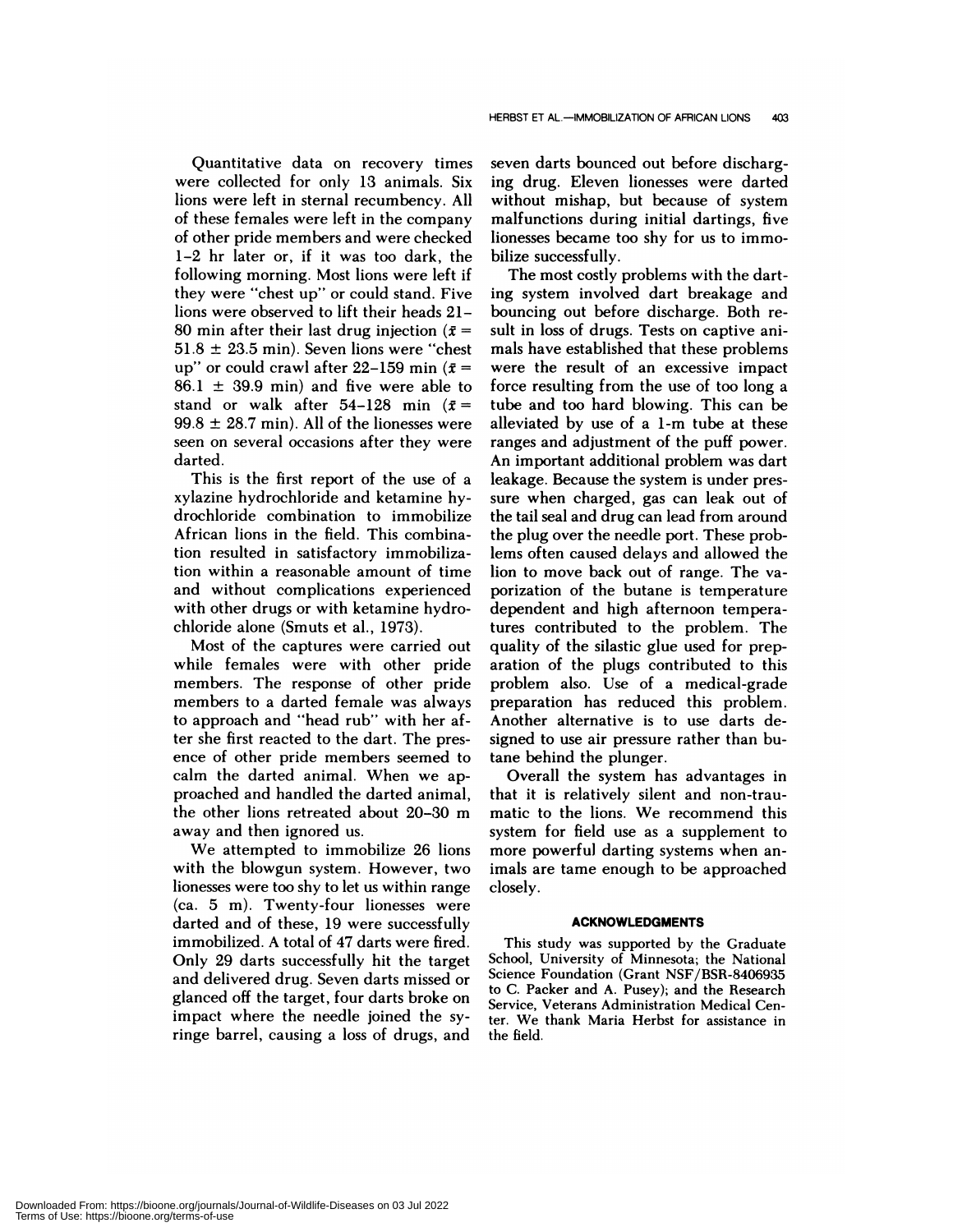Quantitative data on recovery times were collected for only 13 animals. Six lions were left in sternal recumbency. All of these females were left in the company of other pride members and were checked 1–2 hr later or, if it was too dark, the following morning. Most lions were left if they were "chest up" or could stand. Five lions were observed to lift their heads 21–80 min after their last drug injection ($\bar{x}$ = 51.8 ± 23.5 min). Seven lions were "chest up" or could crawl after 22–159 min ($\bar{x}$ = 86.1 ± 39.9 min) and five were able to stand or walk after 54–128 min ($\bar{x}$ = 99.8 ± 28.7 min). All of the lionesses were seen on several occasions after they were darted.

This is the first report of the use of a xylazine hydrochloride and ketamine hydrochloride combination to immobilize African lions in the field. This combination resulted in satisfactory immobilization within a reasonable amount of time and without complications experienced with other drugs or with ketamine hydrochloride alone (Smuts et al., 1973).

Most of the captures were carried out while females were with other pride members. The response of other pride members to a darted female was always to approach and "head rub" with her after she first reacted to the dart. The presence of other pride members seemed to calm the darted animal. When we approached and handled the darted animal, the other lions retreated about 20–30 m away and then ignored us.

We attempted to immobilize 26 lions with the blowgun system. However, two lionesses were too shy to let us within range (ca. 5 m). Twenty-four lionesses were darted and of these, 19 were successfully immobilized. A total of 47 darts were fired. Only 29 darts successfully hit the target and delivered drug. Seven darts missed or glanced off the target, four darts broke on impact where the needle joined the syringe barrel, causing a loss of drugs, and seven darts bounced out before discharging drug. Eleven lionesses were darted without mishap, but because of system malfunctions during initial dartings, five lionesses became too shy for us to immobilize successfully.

The most costly problems with the darting system involved dart breakage and bouncing out before discharge. Both result in loss of drugs. Tests on captive animals have established that these problems were the result of an excessive impact force resulting from the use of too long a tube and too hard blowing. This can be alleviated by use of a 1-m tube at these ranges and adjustment of the puff power. An important additional problem was dart leakage. Because the system is under pressure when charged, gas can leak out of the tail seal and drug can lead from around the plug over the needle port. These problems often caused delays and allowed the lion to move back out of range. The vaporization of the butane is temperature dependent and high afternoon temperatures contributed to the problem. The quality of the silastic glue used for preparation of the plugs contributed to this problem also. Use of a medical-grade preparation has reduced this problem. Another alternative is to use darts designed to use air pressure rather than butane behind the plunger.

Overall the system has advantages in that it is relatively silent and non-traumatic to the lions. We recommend this system for field use as a supplement to more powerful darting systems when animals are tame enough to be approached closely.

## ACKNOWLEDGMENTS

This study was supported by the Graduate School, University of Minnesota; the National Science Foundation (Grant NSF/BSR-8406935 to C. Packer and A. Pusey); and the Research Service, Veterans Administration Medical Center. We thank Maria Herbst for assistance in the field.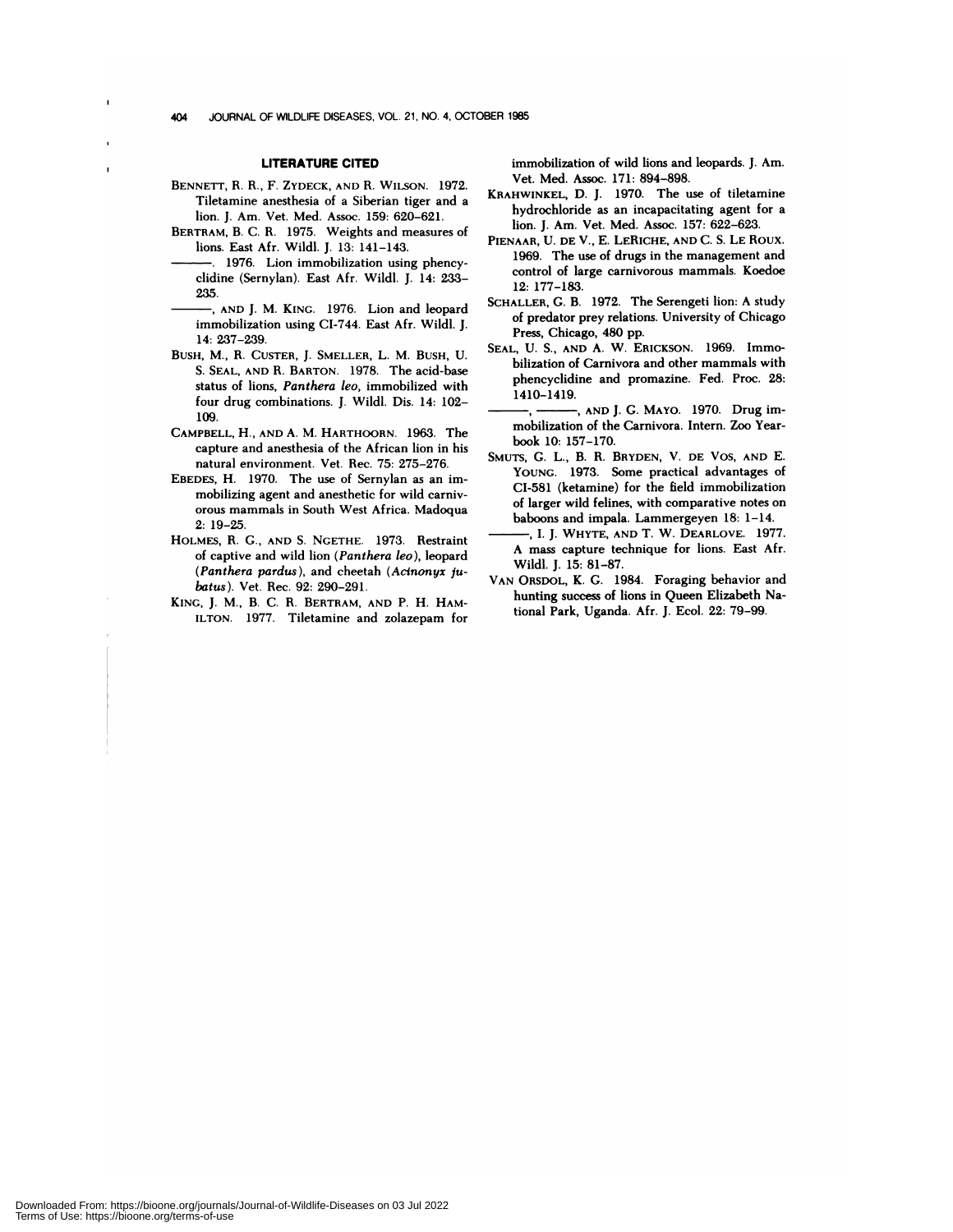## LITERATURE CITED

BENNETT, R. R., F. ZYDECK, AND R. WILSON. 1972. Tiletamine anesthesia of a Siberian tiger and a lion. J. Am. Vet. Med. Assoc. 159: 620–621.

BERTRAM, B. C. R. 1975. Weights and measures of lions. East Afr. Wildl. J. 13: 141–143.

———. 1976. Lion immobilization using phencyclidine (Sernylan). East Afr. Wildl. J. 14: 233–235.

———, AND J. M. KING. 1976. Lion and leopard immobilization using CI-744. East Afr. Wildl. J. 14: 237–239.

BUSH, M., R. CUSTER, J. SMELLER, L. M. BUSH, U. S. SEAL, AND R. BARTON. 1978. The acid-base status of lions, *Panthera leo*, immobilized with four drug combinations. J. Wildl. Dis. 14: 102–109.

CAMPBELL, H., AND A. M. HARTHOORN. 1963. The capture and anesthesia of the African lion in his natural environment. Vet. Rec. 75: 275–276.

EBEDES, H. 1970. The use of Sernylan as an immobilizing agent and anesthetic for wild carnivorous mammals in South West Africa. Madoqua 2: 19–25.

HOLMES, R. G., AND S. NGETHE. 1973. Restraint of captive and wild lion (*Panthera leo*), leopard (*Panthera pardus*), and cheetah (*Acinonyx jubatus*). Vet. Rec. 92: 290–291.

KING, J. M., B. C. R. BERTRAM, AND P. H. HAMILTON. 1977. Tiletamine and zolazepam for immobilization of wild lions and leopards. J. Am. Vet. Med. Assoc. 171: 894–898.

KRAHWINKEL, D. J. 1970. The use of tiletamine hydrochloride as an incapacitating agent for a lion. J. Am. Vet. Med. Assoc. 157: 622–623.

PIENAAR, U. DE V., E. LERICHE, AND C. S. LE ROUX. 1969. The use of drugs in the management and control of large carnivorous mammals. Koedoe 12: 177–183.

SCHALLER, G. B. 1972. The Serengeti lion: A study of predator prey relations. University of Chicago Press, Chicago, 480 pp.

SEAL, U. S., AND A. W. ERICKSON. 1969. Immobilization of Carnivora and other mammals with phencyclidine and promazine. Fed. Proc. 28: 1410–1419.

———, ———, AND J. G. MAYO. 1970. Drug immobilization of the Carnivora. Intern. Zoo Yearbook 10: 157–170.

SMUTS, G. L., B. R. BRYDEN, V. DE VOS, AND E. YOUNG. 1973. Some practical advantages of CI-581 (ketamine) for the field immobilization of larger wild felines, with comparative notes on baboons and impala. Lammergeyen 18: 1–14.

———, I. J. WHYTE, AND T. W. DEARLOVE. 1977. A mass capture technique for lions. East Afr. Wildl. J. 15: 81–87.

VAN ORSDOL, K. G. 1984. Foraging behavior and hunting success of lions in Queen Elizabeth National Park, Uganda. Afr. J. Ecol. 22: 79–99.